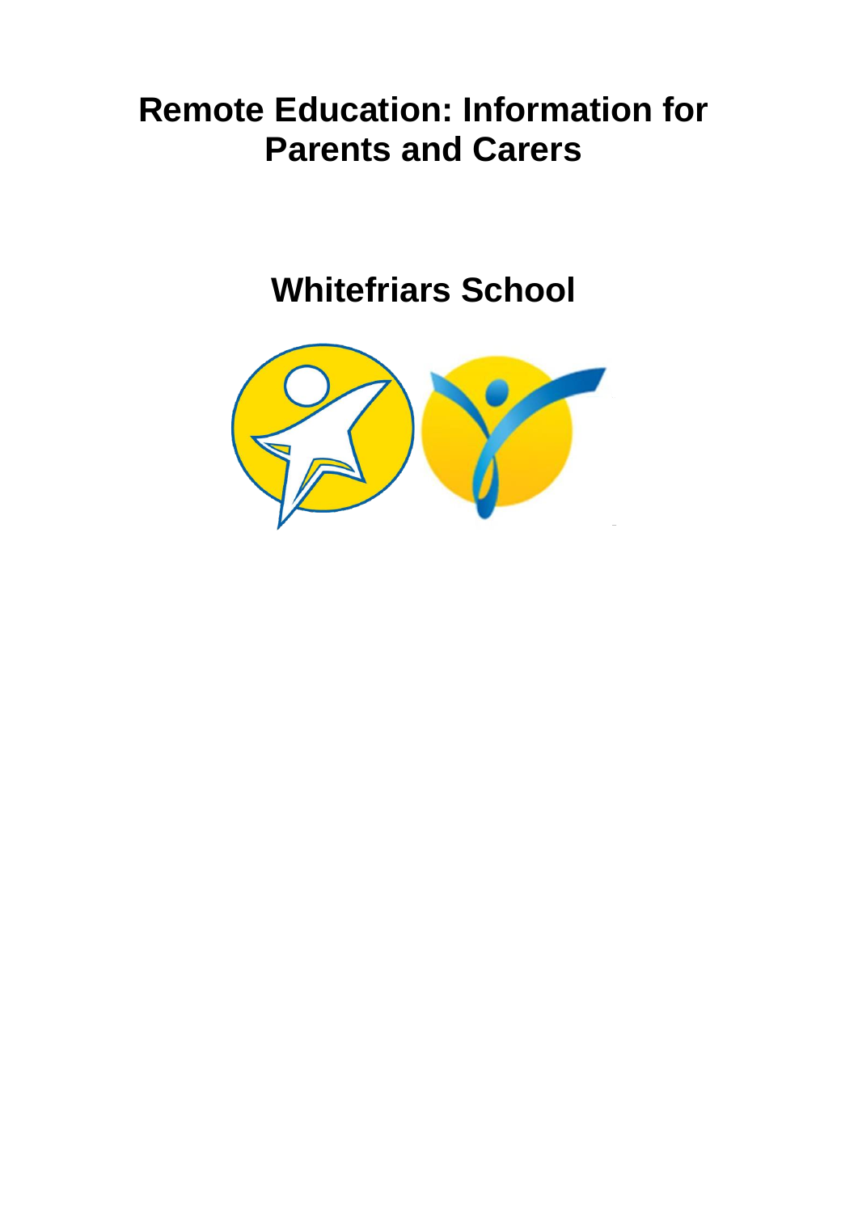# Remote Education: Information for Parents and Carers

## Whitefriars School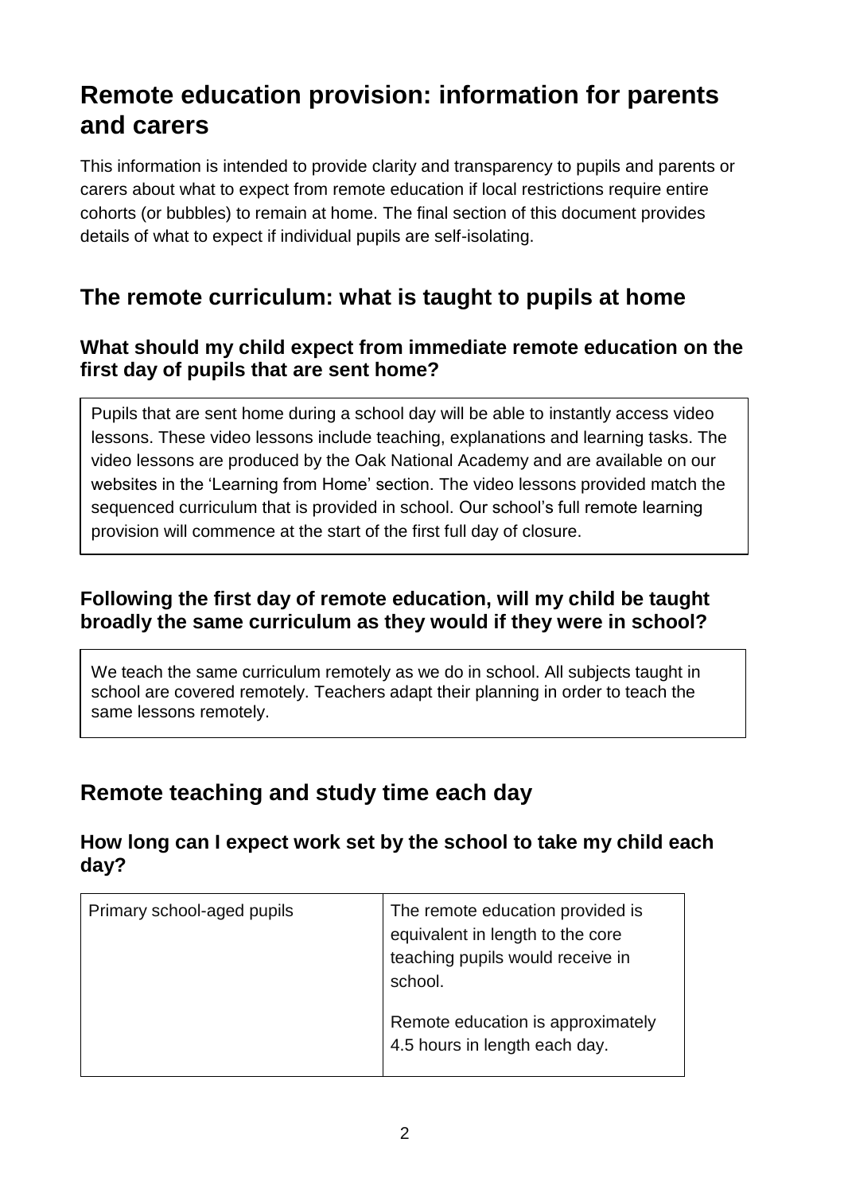# Remote education provision: information for parents and carers

This information is intended to provide clarity and transparency to pupils and parents or carers about what to expect from remote education if local restrictions require entire cohorts (or bubbles) to remain at home. The final section of this document provides details of what to expect if individual pupils are self-isolating.

## The remote curriculum: what is taught to pupils at home

### What should my child expect from immediate remote education on the first day of pupils that are sent home?

Pupils that are sent home during a school day will be able to instantly access video lessons. These video lessons include teaching, explanations and learning tasks. The video lessons are produced by the Oak National Academy and are available on our websites in the 'Learning from Home' section. The video lessons provided match the sequenced curriculum that is provided in school. Our school's full remote learning provision will commence at the start of the first full day of closure.

### Following the first day of remote education, will my child be taught broadly the same curriculum as they would if they were in school?

We teach the same curriculum remotely as we do in school. All subjects taught in school are covered remotely. Teachers adapt their planning in order to teach the same lessons remotely.

## Remote teaching and study time each day

### How long can I expect work set by the school to take my child each day?

| | |
|---|---|
| Primary school-aged pupils | The remote education provided is equivalent in length to the core teaching pupils would receive in school.<br><br>Remote education is approximately 4.5 hours in length each day. |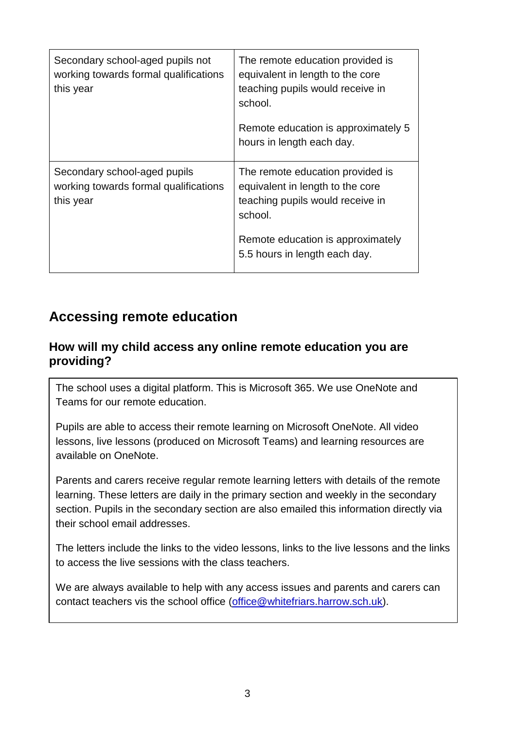| Secondary school-aged pupils not working towards formal qualifications this year | The remote education provided is equivalent in length to the core teaching pupils would receive in school.<br><br>Remote education is approximately 5 hours in length each day. |
| --- | --- |
| Secondary school-aged pupils working towards formal qualifications this year | The remote education provided is equivalent in length to the core teaching pupils would receive in school.<br><br>Remote education is approximately 5.5 hours in length each day. |

## Accessing remote education

### How will my child access any online remote education you are providing?

The school uses a digital platform. This is Microsoft 365. We use OneNote and Teams for our remote education.

Pupils are able to access their remote learning on Microsoft OneNote. All video lessons, live lessons (produced on Microsoft Teams) and learning resources are available on OneNote.

Parents and carers receive regular remote learning letters with details of the remote learning. These letters are daily in the primary section and weekly in the secondary section. Pupils in the secondary section are also emailed this information directly via their school email addresses.

The letters include the links to the video lessons, links to the live lessons and the links to access the live sessions with the class teachers.

We are always available to help with any access issues and parents and carers can contact teachers vis the school office (office@whitefriars.harrow.sch.uk).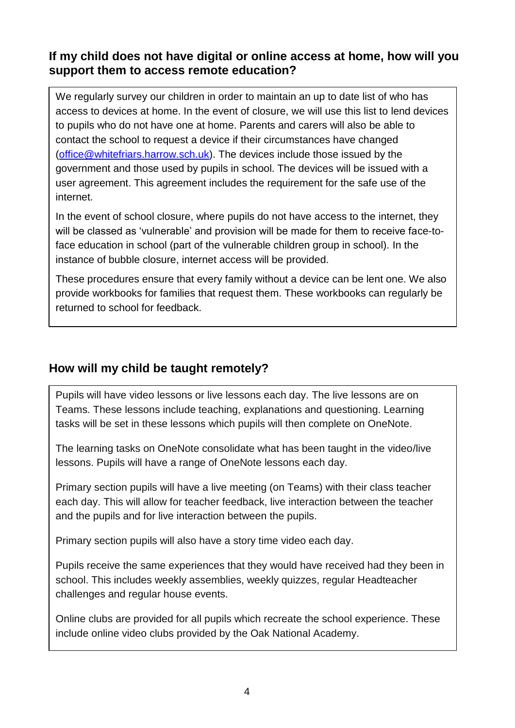### If my child does not have digital or online access at home, how will you support them to access remote education?

We regularly survey our children in order to maintain an up to date list of who has access to devices at home. In the event of closure, we will use this list to lend devices to pupils who do not have one at home. Parents and carers will also be able to contact the school to request a device if their circumstances have changed (office@whitefriars.harrow.sch.uk). The devices include those issued by the government and those used by pupils in school. The devices will be issued with a user agreement. This agreement includes the requirement for the safe use of the internet.

In the event of school closure, where pupils do not have access to the internet, they will be classed as 'vulnerable' and provision will be made for them to receive face-to-face education in school (part of the vulnerable children group in school). In the instance of bubble closure, internet access will be provided.

These procedures ensure that every family without a device can be lent one. We also provide workbooks for families that request them. These workbooks can regularly be returned to school for feedback.

### How will my child be taught remotely?

Pupils will have video lessons or live lessons each day. The live lessons are on Teams. These lessons include teaching, explanations and questioning. Learning tasks will be set in these lessons which pupils will then complete on OneNote.

The learning tasks on OneNote consolidate what has been taught in the video/live lessons. Pupils will have a range of OneNote lessons each day.

Primary section pupils will have a live meeting (on Teams) with their class teacher each day. This will allow for teacher feedback, live interaction between the teacher and the pupils and for live interaction between the pupils.

Primary section pupils will also have a story time video each day.

Pupils receive the same experiences that they would have received had they been in school. This includes weekly assemblies, weekly quizzes, regular Headteacher challenges and regular house events.

Online clubs are provided for all pupils which recreate the school experience. These include online video clubs provided by the Oak National Academy.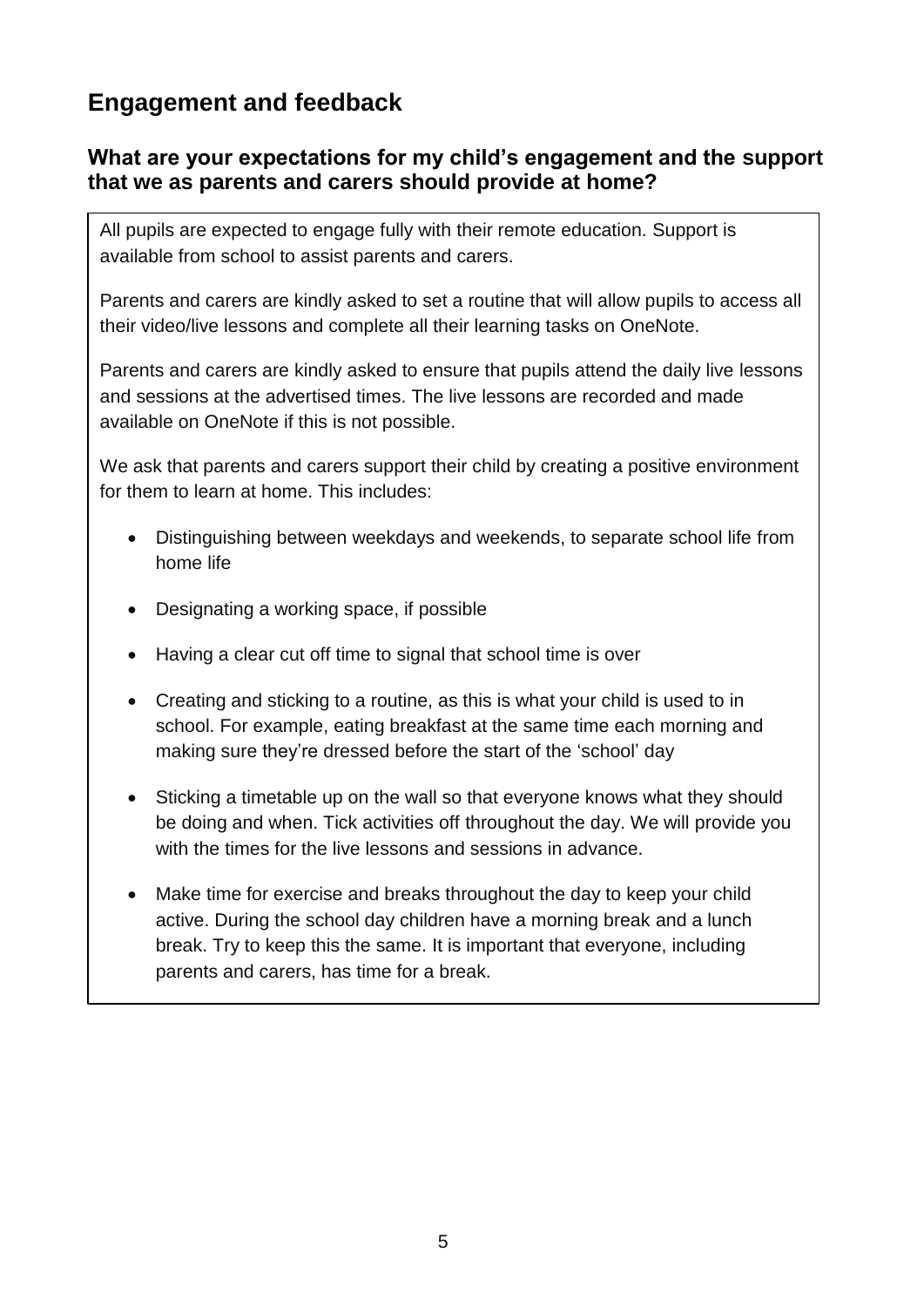## Engagement and feedback

### What are your expectations for my child's engagement and the support that we as parents and carers should provide at home?

All pupils are expected to engage fully with their remote education. Support is available from school to assist parents and carers.

Parents and carers are kindly asked to set a routine that will allow pupils to access all their video/live lessons and complete all their learning tasks on OneNote.

Parents and carers are kindly asked to ensure that pupils attend the daily live lessons and sessions at the advertised times. The live lessons are recorded and made available on OneNote if this is not possible.

We ask that parents and carers support their child by creating a positive environment for them to learn at home. This includes:

- Distinguishing between weekdays and weekends, to separate school life from home life
- Designating a working space, if possible
- Having a clear cut off time to signal that school time is over
- Creating and sticking to a routine, as this is what your child is used to in school. For example, eating breakfast at the same time each morning and making sure they're dressed before the start of the 'school' day
- Sticking a timetable up on the wall so that everyone knows what they should be doing and when. Tick activities off throughout the day. We will provide you with the times for the live lessons and sessions in advance.
- Make time for exercise and breaks throughout the day to keep your child active. During the school day children have a morning break and a lunch break. Try to keep this the same. It is important that everyone, including parents and carers, has time for a break.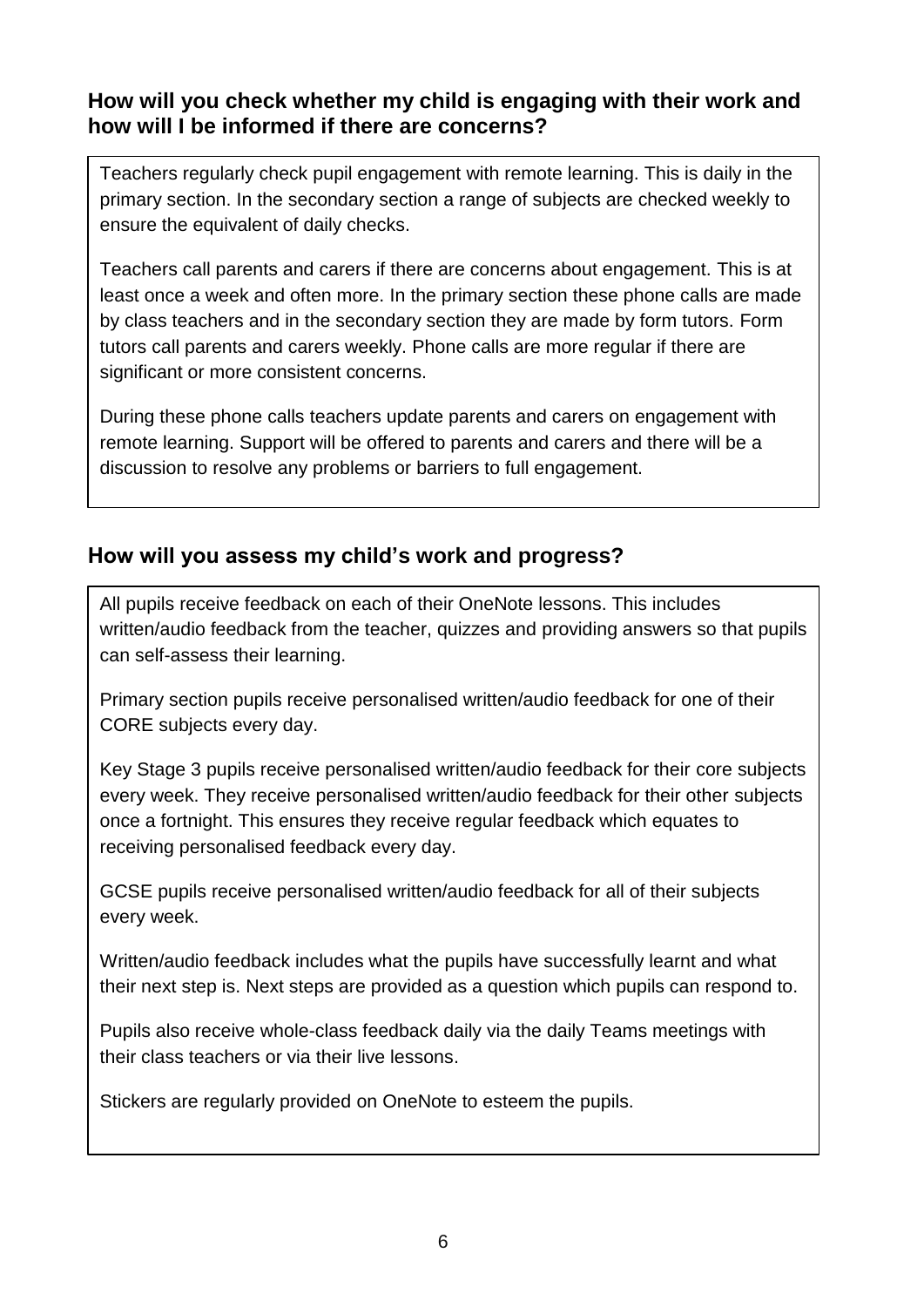## How will you check whether my child is engaging with their work and how will I be informed if there are concerns?

Teachers regularly check pupil engagement with remote learning. This is daily in the primary section. In the secondary section a range of subjects are checked weekly to ensure the equivalent of daily checks.

Teachers call parents and carers if there are concerns about engagement. This is at least once a week and often more. In the primary section these phone calls are made by class teachers and in the secondary section they are made by form tutors. Form tutors call parents and carers weekly. Phone calls are more regular if there are significant or more consistent concerns.

During these phone calls teachers update parents and carers on engagement with remote learning. Support will be offered to parents and carers and there will be a discussion to resolve any problems or barriers to full engagement.

## How will you assess my child's work and progress?

All pupils receive feedback on each of their OneNote lessons. This includes written/audio feedback from the teacher, quizzes and providing answers so that pupils can self-assess their learning.

Primary section pupils receive personalised written/audio feedback for one of their CORE subjects every day.

Key Stage 3 pupils receive personalised written/audio feedback for their core subjects every week. They receive personalised written/audio feedback for their other subjects once a fortnight. This ensures they receive regular feedback which equates to receiving personalised feedback every day.

GCSE pupils receive personalised written/audio feedback for all of their subjects every week.

Written/audio feedback includes what the pupils have successfully learnt and what their next step is. Next steps are provided as a question which pupils can respond to.

Pupils also receive whole-class feedback daily via the daily Teams meetings with their class teachers or via their live lessons.

Stickers are regularly provided on OneNote to esteem the pupils.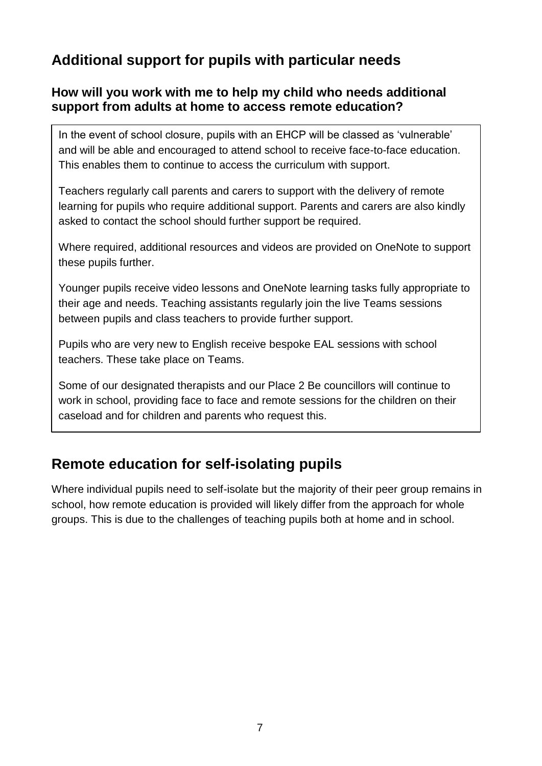## Additional support for pupils with particular needs

### How will you work with me to help my child who needs additional support from adults at home to access remote education?

In the event of school closure, pupils with an EHCP will be classed as 'vulnerable' and will be able and encouraged to attend school to receive face-to-face education. This enables them to continue to access the curriculum with support.

Teachers regularly call parents and carers to support with the delivery of remote learning for pupils who require additional support. Parents and carers are also kindly asked to contact the school should further support be required.

Where required, additional resources and videos are provided on OneNote to support these pupils further.

Younger pupils receive video lessons and OneNote learning tasks fully appropriate to their age and needs. Teaching assistants regularly join the live Teams sessions between pupils and class teachers to provide further support.

Pupils who are very new to English receive bespoke EAL sessions with school teachers. These take place on Teams.

Some of our designated therapists and our Place 2 Be councillors will continue to work in school, providing face to face and remote sessions for the children on their caseload and for children and parents who request this.

## Remote education for self-isolating pupils

Where individual pupils need to self-isolate but the majority of their peer group remains in school, how remote education is provided will likely differ from the approach for whole groups. This is due to the challenges of teaching pupils both at home and in school.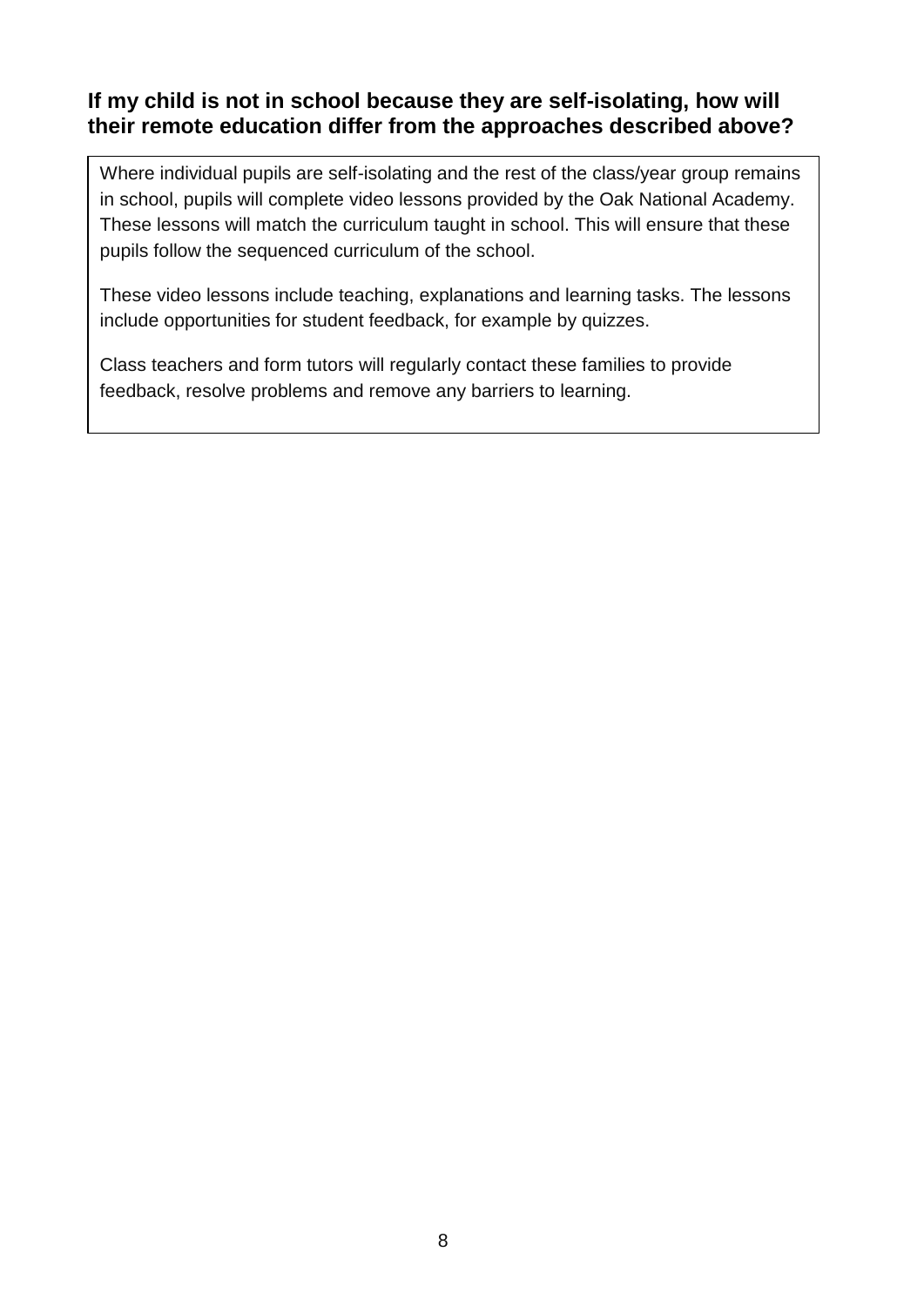### If my child is not in school because they are self-isolating, how will their remote education differ from the approaches described above?

Where individual pupils are self-isolating and the rest of the class/year group remains in school, pupils will complete video lessons provided by the Oak National Academy. These lessons will match the curriculum taught in school. This will ensure that these pupils follow the sequenced curriculum of the school.

These video lessons include teaching, explanations and learning tasks. The lessons include opportunities for student feedback, for example by quizzes.

Class teachers and form tutors will regularly contact these families to provide feedback, resolve problems and remove any barriers to learning.